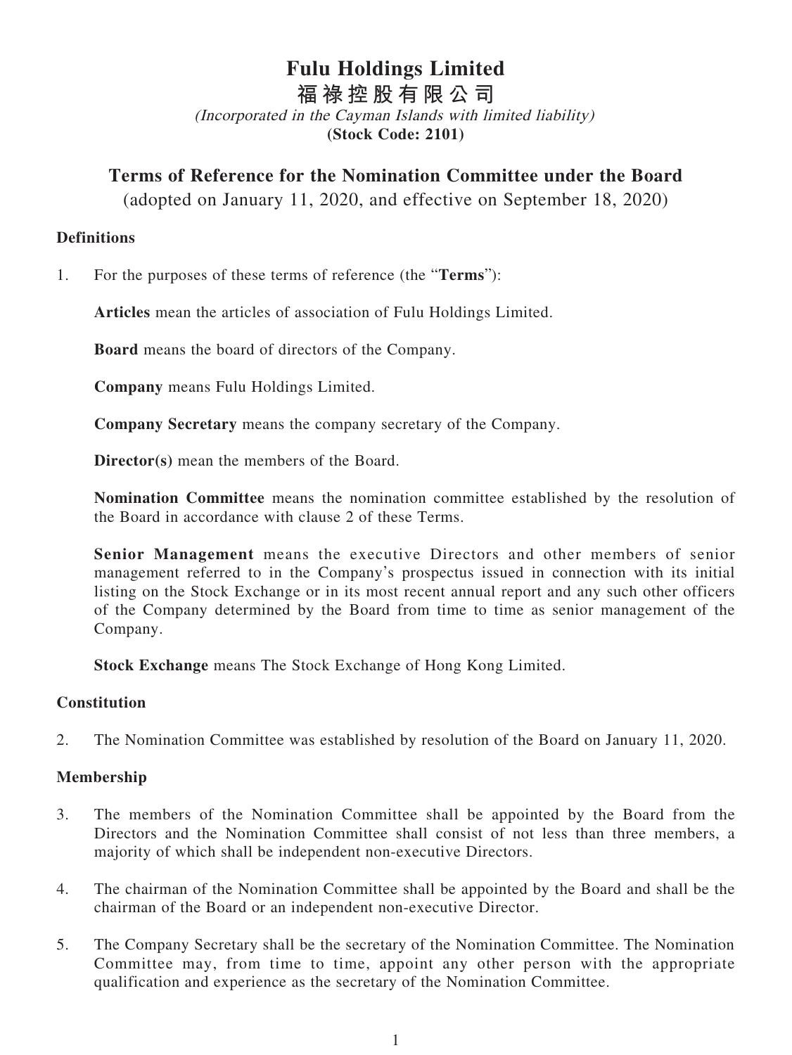# Fulu Holdings Limited

# 福祿控股有限公司

*(Incorporated in the Cayman Islands with limited liability)*

**(Stock Code: 2101)**

## Terms of Reference for the Nomination Committee under the Board

(adopted on January 11, 2020, and effective on September 18, 2020)

### Definitions

1. For the purposes of these terms of reference (the "**Terms**"):

   **Articles** mean the articles of association of Fulu Holdings Limited.

   **Board** means the board of directors of the Company.

   **Company** means Fulu Holdings Limited.

   **Company Secretary** means the company secretary of the Company.

   **Director(s)** mean the members of the Board.

   **Nomination Committee** means the nomination committee established by the resolution of the Board in accordance with clause 2 of these Terms.

   **Senior Management** means the executive Directors and other members of senior management referred to in the Company's prospectus issued in connection with its initial listing on the Stock Exchange or in its most recent annual report and any such other officers of the Company determined by the Board from time to time as senior management of the Company.

   **Stock Exchange** means The Stock Exchange of Hong Kong Limited.

### Constitution

2. The Nomination Committee was established by resolution of the Board on January 11, 2020.

### Membership

3. The members of the Nomination Committee shall be appointed by the Board from the Directors and the Nomination Committee shall consist of not less than three members, a majority of which shall be independent non-executive Directors.

4. The chairman of the Nomination Committee shall be appointed by the Board and shall be the chairman of the Board or an independent non-executive Director.

5. The Company Secretary shall be the secretary of the Nomination Committee. The Nomination Committee may, from time to time, appoint any other person with the appropriate qualification and experience as the secretary of the Nomination Committee.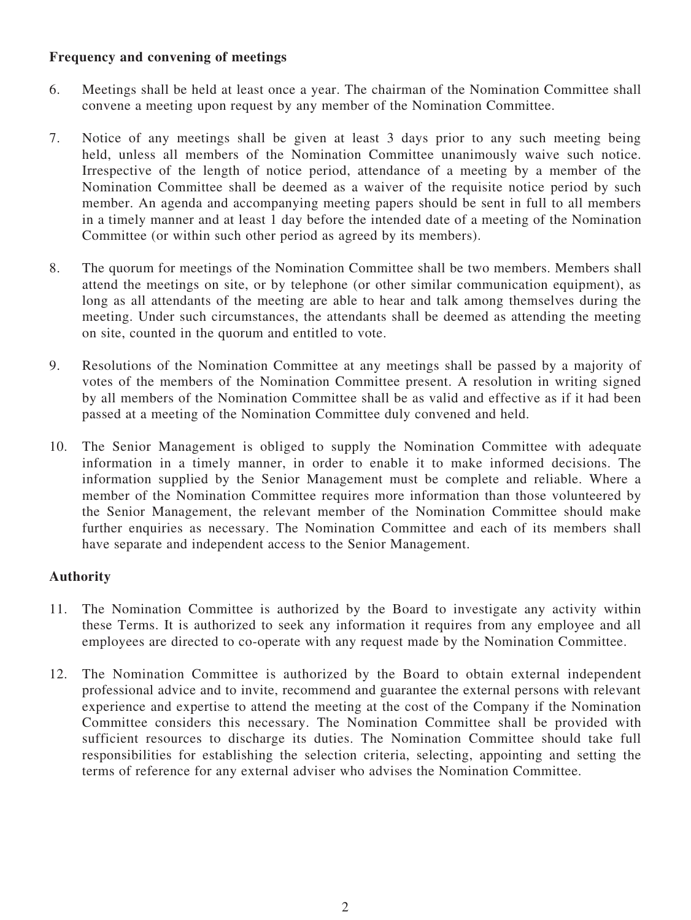**Frequency and convening of meetings**

6. Meetings shall be held at least once a year. The chairman of the Nomination Committee shall convene a meeting upon request by any member of the Nomination Committee.

7. Notice of any meetings shall be given at least 3 days prior to any such meeting being held, unless all members of the Nomination Committee unanimously waive such notice. Irrespective of the length of notice period, attendance of a meeting by a member of the Nomination Committee shall be deemed as a waiver of the requisite notice period by such member. An agenda and accompanying meeting papers should be sent in full to all members in a timely manner and at least 1 day before the intended date of a meeting of the Nomination Committee (or within such other period as agreed by its members).

8. The quorum for meetings of the Nomination Committee shall be two members. Members shall attend the meetings on site, or by telephone (or other similar communication equipment), as long as all attendants of the meeting are able to hear and talk among themselves during the meeting. Under such circumstances, the attendants shall be deemed as attending the meeting on site, counted in the quorum and entitled to vote.

9. Resolutions of the Nomination Committee at any meetings shall be passed by a majority of votes of the members of the Nomination Committee present. A resolution in writing signed by all members of the Nomination Committee shall be as valid and effective as if it had been passed at a meeting of the Nomination Committee duly convened and held.

10. The Senior Management is obliged to supply the Nomination Committee with adequate information in a timely manner, in order to enable it to make informed decisions. The information supplied by the Senior Management must be complete and reliable. Where a member of the Nomination Committee requires more information than those volunteered by the Senior Management, the relevant member of the Nomination Committee should make further enquiries as necessary. The Nomination Committee and each of its members shall have separate and independent access to the Senior Management.

**Authority**

11. The Nomination Committee is authorized by the Board to investigate any activity within these Terms. It is authorized to seek any information it requires from any employee and all employees are directed to co-operate with any request made by the Nomination Committee.

12. The Nomination Committee is authorized by the Board to obtain external independent professional advice and to invite, recommend and guarantee the external persons with relevant experience and expertise to attend the meeting at the cost of the Company if the Nomination Committee considers this necessary. The Nomination Committee shall be provided with sufficient resources to discharge its duties. The Nomination Committee should take full responsibilities for establishing the selection criteria, selecting, appointing and setting the terms of reference for any external adviser who advises the Nomination Committee.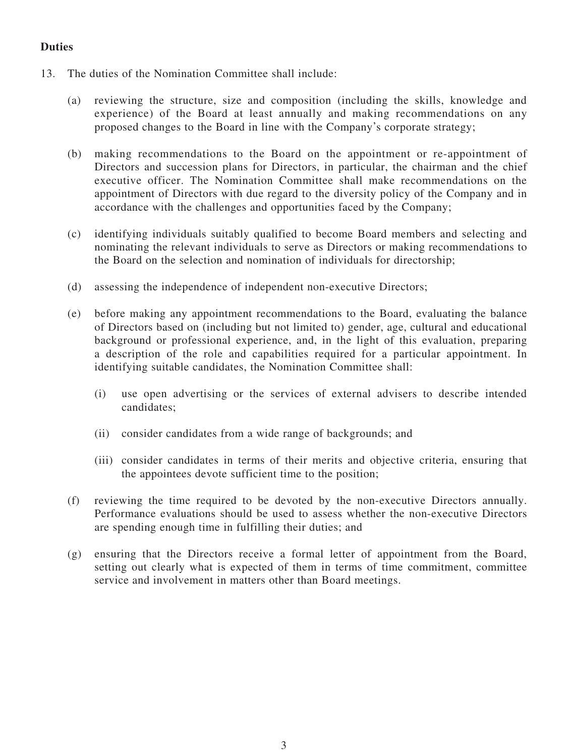**Duties**

13. The duties of the Nomination Committee shall include:

    (a) reviewing the structure, size and composition (including the skills, knowledge and experience) of the Board at least annually and making recommendations on any proposed changes to the Board in line with the Company's corporate strategy;

    (b) making recommendations to the Board on the appointment or re-appointment of Directors and succession plans for Directors, in particular, the chairman and the chief executive officer. The Nomination Committee shall make recommendations on the appointment of Directors with due regard to the diversity policy of the Company and in accordance with the challenges and opportunities faced by the Company;

    (c) identifying individuals suitably qualified to become Board members and selecting and nominating the relevant individuals to serve as Directors or making recommendations to the Board on the selection and nomination of individuals for directorship;

    (d) assessing the independence of independent non-executive Directors;

    (e) before making any appointment recommendations to the Board, evaluating the balance of Directors based on (including but not limited to) gender, age, cultural and educational background or professional experience, and, in the light of this evaluation, preparing a description of the role and capabilities required for a particular appointment. In identifying suitable candidates, the Nomination Committee shall:

        (i) use open advertising or the services of external advisers to describe intended candidates;

        (ii) consider candidates from a wide range of backgrounds; and

        (iii) consider candidates in terms of their merits and objective criteria, ensuring that the appointees devote sufficient time to the position;

    (f) reviewing the time required to be devoted by the non-executive Directors annually. Performance evaluations should be used to assess whether the non-executive Directors are spending enough time in fulfilling their duties; and

    (g) ensuring that the Directors receive a formal letter of appointment from the Board, setting out clearly what is expected of them in terms of time commitment, committee service and involvement in matters other than Board meetings.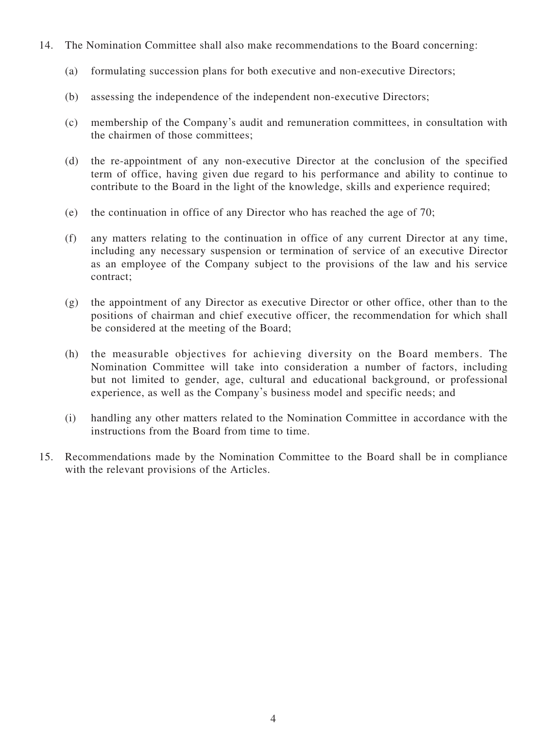14. The Nomination Committee shall also make recommendations to the Board concerning:

    (a) formulating succession plans for both executive and non-executive Directors;

    (b) assessing the independence of the independent non-executive Directors;

    (c) membership of the Company's audit and remuneration committees, in consultation with the chairmen of those committees;

    (d) the re-appointment of any non-executive Director at the conclusion of the specified term of office, having given due regard to his performance and ability to continue to contribute to the Board in the light of the knowledge, skills and experience required;

    (e) the continuation in office of any Director who has reached the age of 70;

    (f) any matters relating to the continuation in office of any current Director at any time, including any necessary suspension or termination of service of an executive Director as an employee of the Company subject to the provisions of the law and his service contract;

    (g) the appointment of any Director as executive Director or other office, other than to the positions of chairman and chief executive officer, the recommendation for which shall be considered at the meeting of the Board;

    (h) the measurable objectives for achieving diversity on the Board members. The Nomination Committee will take into consideration a number of factors, including but not limited to gender, age, cultural and educational background, or professional experience, as well as the Company's business model and specific needs; and

    (i) handling any other matters related to the Nomination Committee in accordance with the instructions from the Board from time to time.

15. Recommendations made by the Nomination Committee to the Board shall be in compliance with the relevant provisions of the Articles.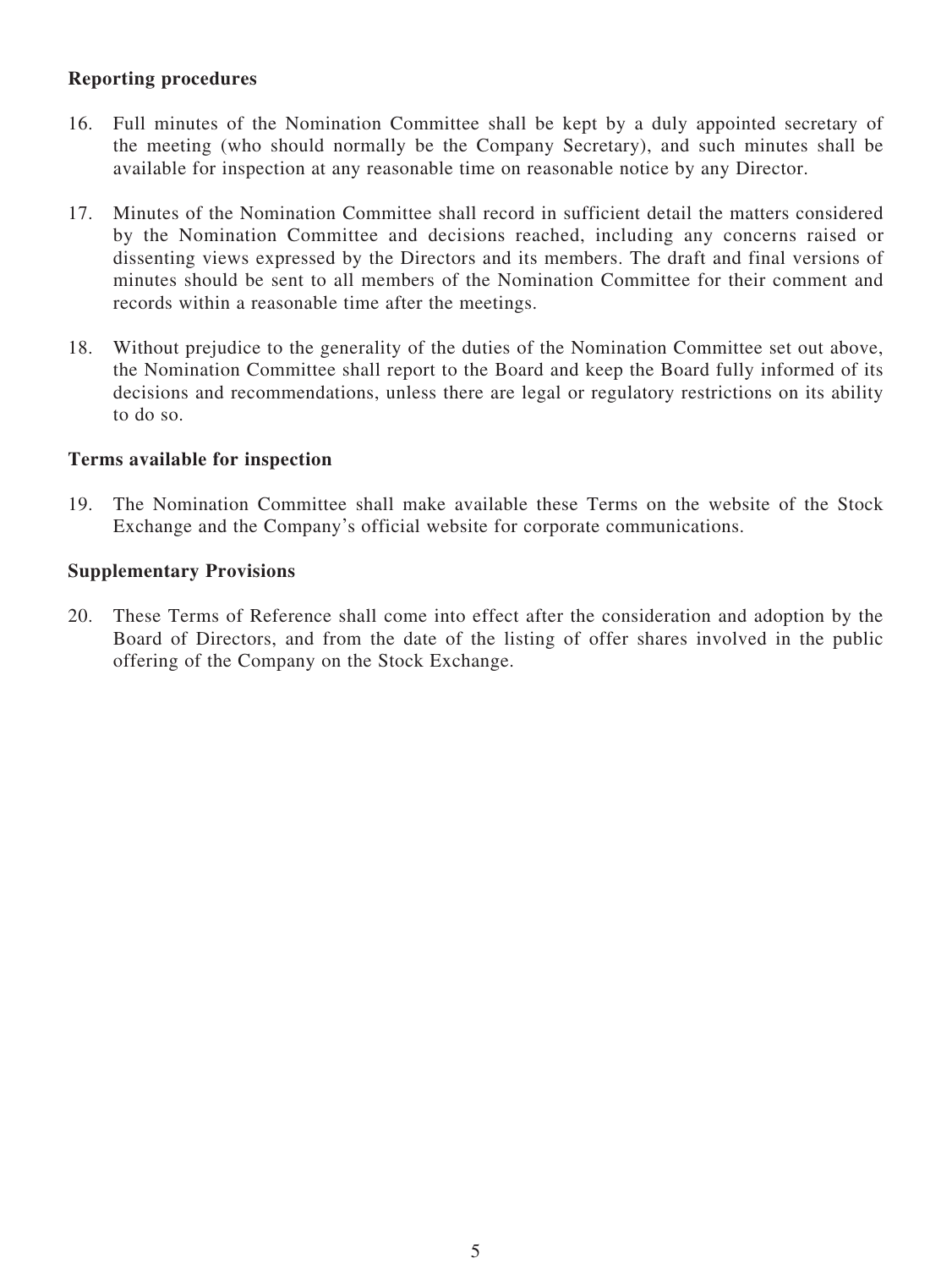### Reporting procedures

16. Full minutes of the Nomination Committee shall be kept by a duly appointed secretary of the meeting (who should normally be the Company Secretary), and such minutes shall be available for inspection at any reasonable time on reasonable notice by any Director.

17. Minutes of the Nomination Committee shall record in sufficient detail the matters considered by the Nomination Committee and decisions reached, including any concerns raised or dissenting views expressed by the Directors and its members. The draft and final versions of minutes should be sent to all members of the Nomination Committee for their comment and records within a reasonable time after the meetings.

18. Without prejudice to the generality of the duties of the Nomination Committee set out above, the Nomination Committee shall report to the Board and keep the Board fully informed of its decisions and recommendations, unless there are legal or regulatory restrictions on its ability to do so.

### Terms available for inspection

19. The Nomination Committee shall make available these Terms on the website of the Stock Exchange and the Company's official website for corporate communications.

### Supplementary Provisions

20. These Terms of Reference shall come into effect after the consideration and adoption by the Board of Directors, and from the date of the listing of offer shares involved in the public offering of the Company on the Stock Exchange.